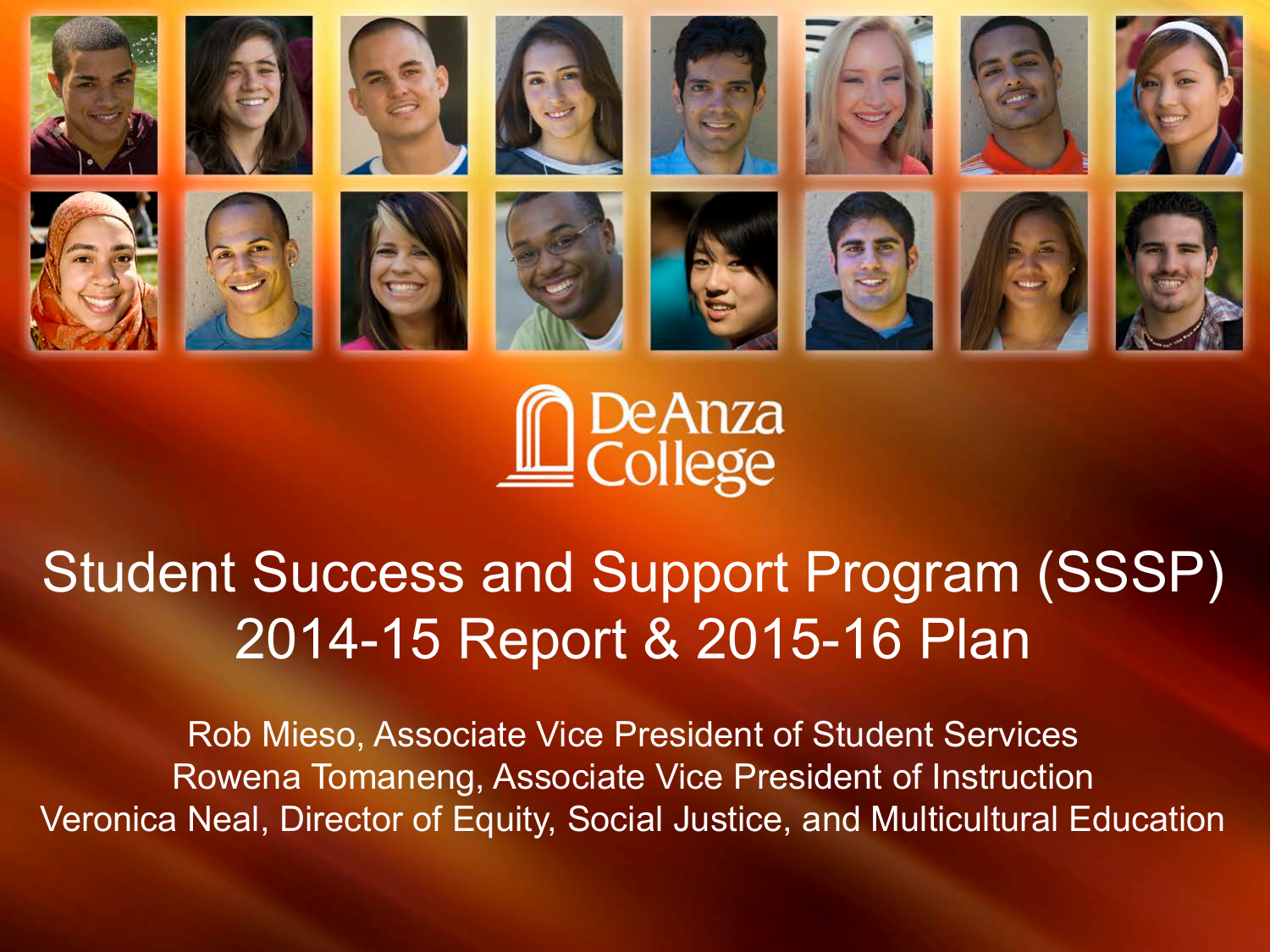De Anza College

# Student Success and Support Program (SSSP) 2014-15 Report & 2015-16 Plan

Rob Mieso, Associate Vice President of Student Services
Rowena Tomaneng, Associate Vice President of Instruction
Veronica Neal, Director of Equity, Social Justice, and Multicultural Education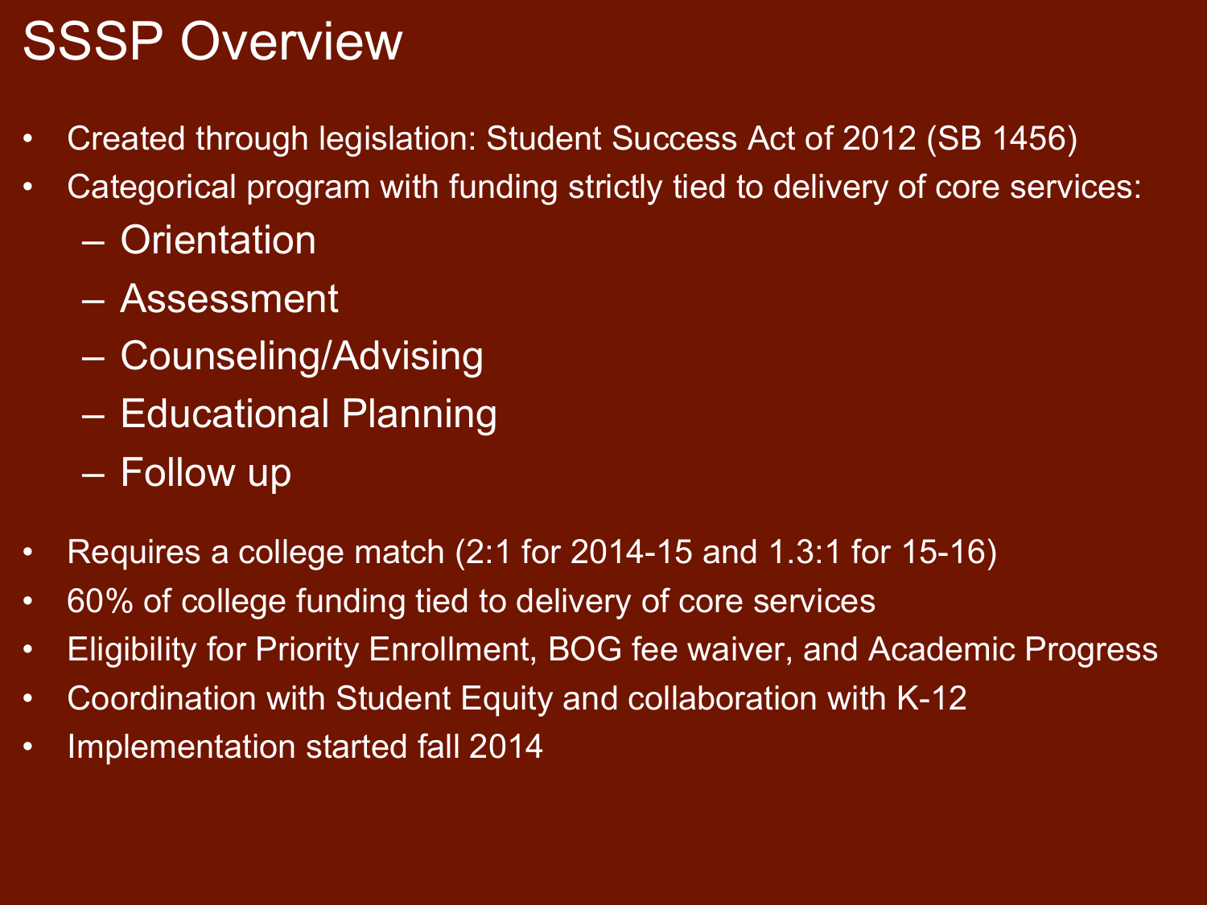# SSSP Overview

- Created through legislation: Student Success Act of 2012 (SB 1456)
- Categorical program with funding strictly tied to delivery of core services:
  - Orientation
  - Assessment
  - Counseling/Advising
  - Educational Planning
  - Follow up
- Requires a college match (2:1 for 2014-15 and 1.3:1 for 15-16)
- 60% of college funding tied to delivery of core services
- Eligibility for Priority Enrollment, BOG fee waiver, and Academic Progress
- Coordination with Student Equity and collaboration with K-12
- Implementation started fall 2014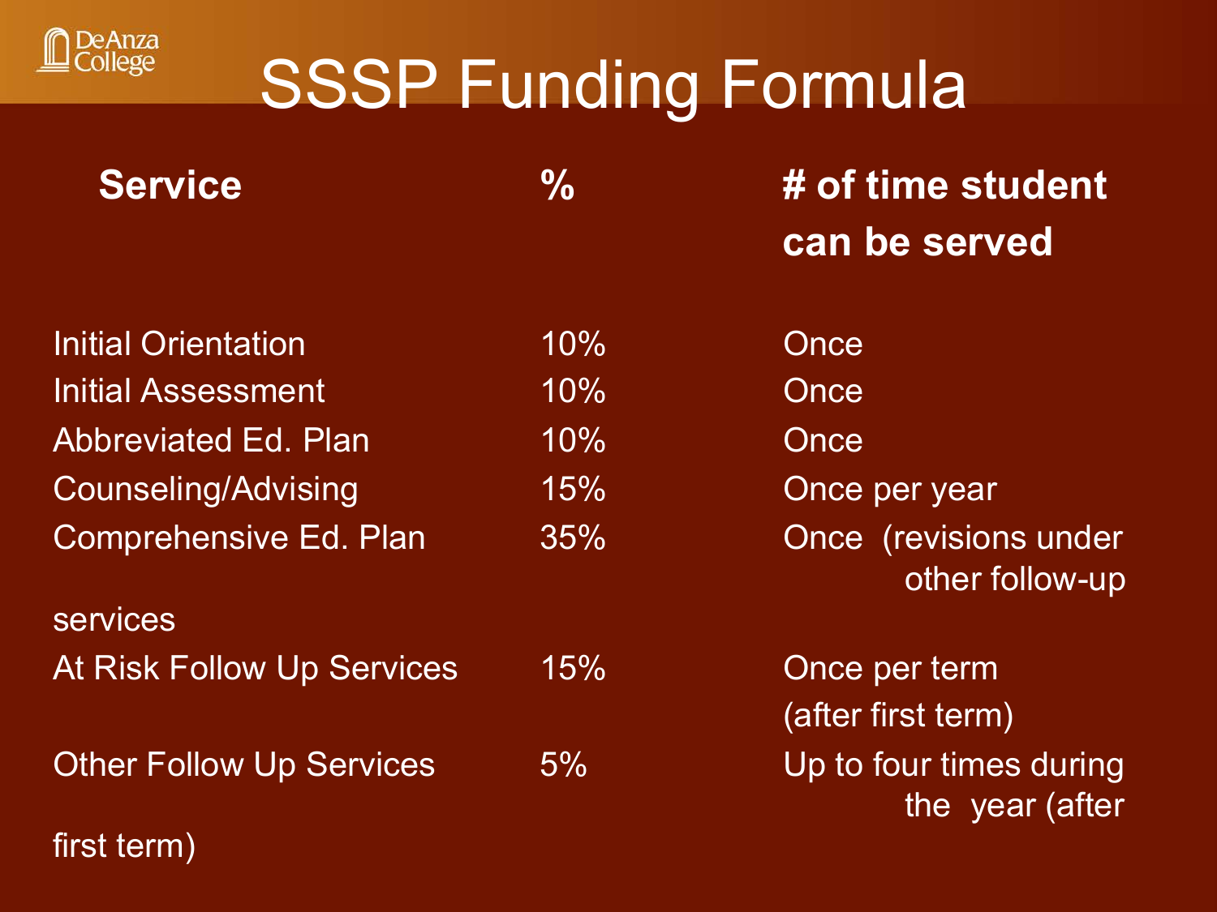# SSSP Funding Formula

| Service | % | # of time student can be served |
|---|---|---|
| Initial Orientation | 10% | Once |
| Initial Assessment | 10% | Once |
| Abbreviated Ed. Plan | 10% | Once |
| Counseling/Advising | 15% | Once per year |
| Comprehensive Ed. Plan | 35% | Once (revisions under other follow-up services |
| At Risk Follow Up Services | 15% | Once per term (after first term) |
| Other Follow Up Services | 5% | Up to four times during the year (after first term) |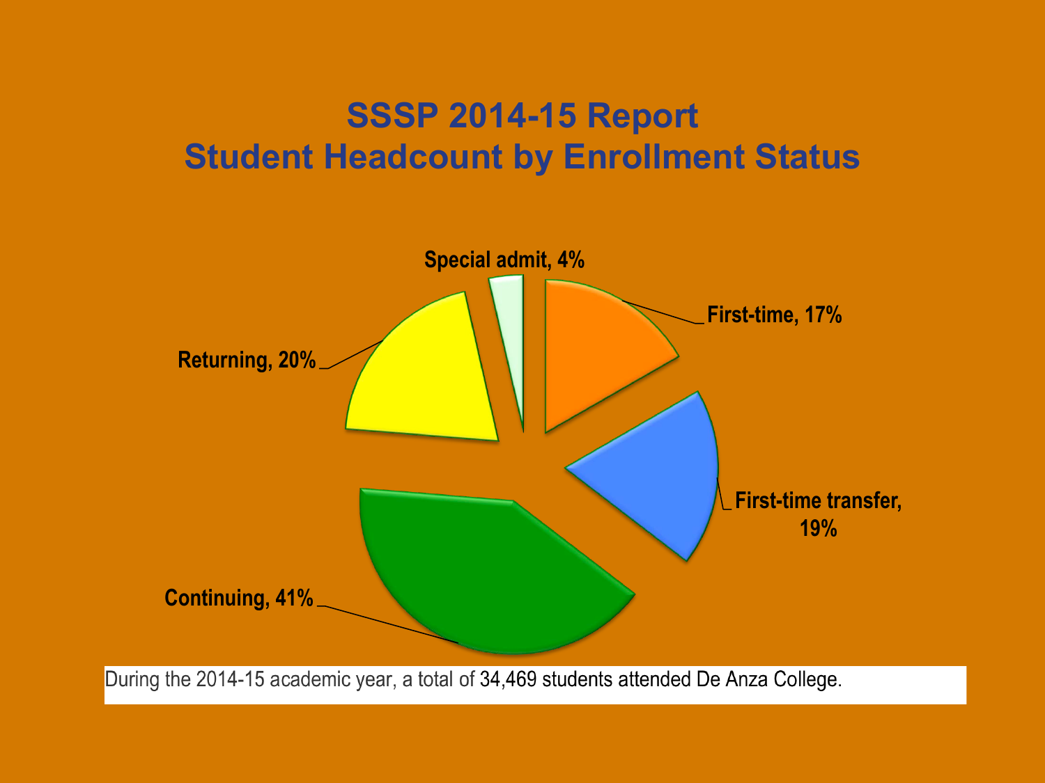# SSSP 2014-15 Report
# Student Headcount by Enrollment Status

Special admit, 4%

First-time, 17%

First-time transfer, 19%

Continuing, 41%

Returning, 20%

During the 2014-15 academic year, a total of 34,469 students attended De Anza College.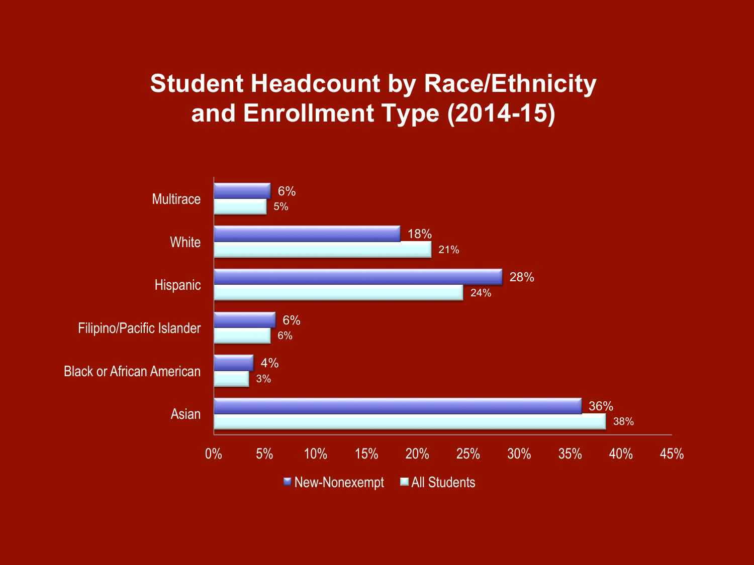# Student Headcount by Race/Ethnicity and Enrollment Type (2014-15)

| Race/Ethnicity | New-Nonexempt | All Students |
|---|---|---|
| Multirace | 6% | 5% |
| White | 18% | 21% |
| Hispanic | 28% | 24% |
| Filipino/Pacific Islander | 6% | 6% |
| Black or African American | 4% | 3% |
| Asian | 36% | 38% |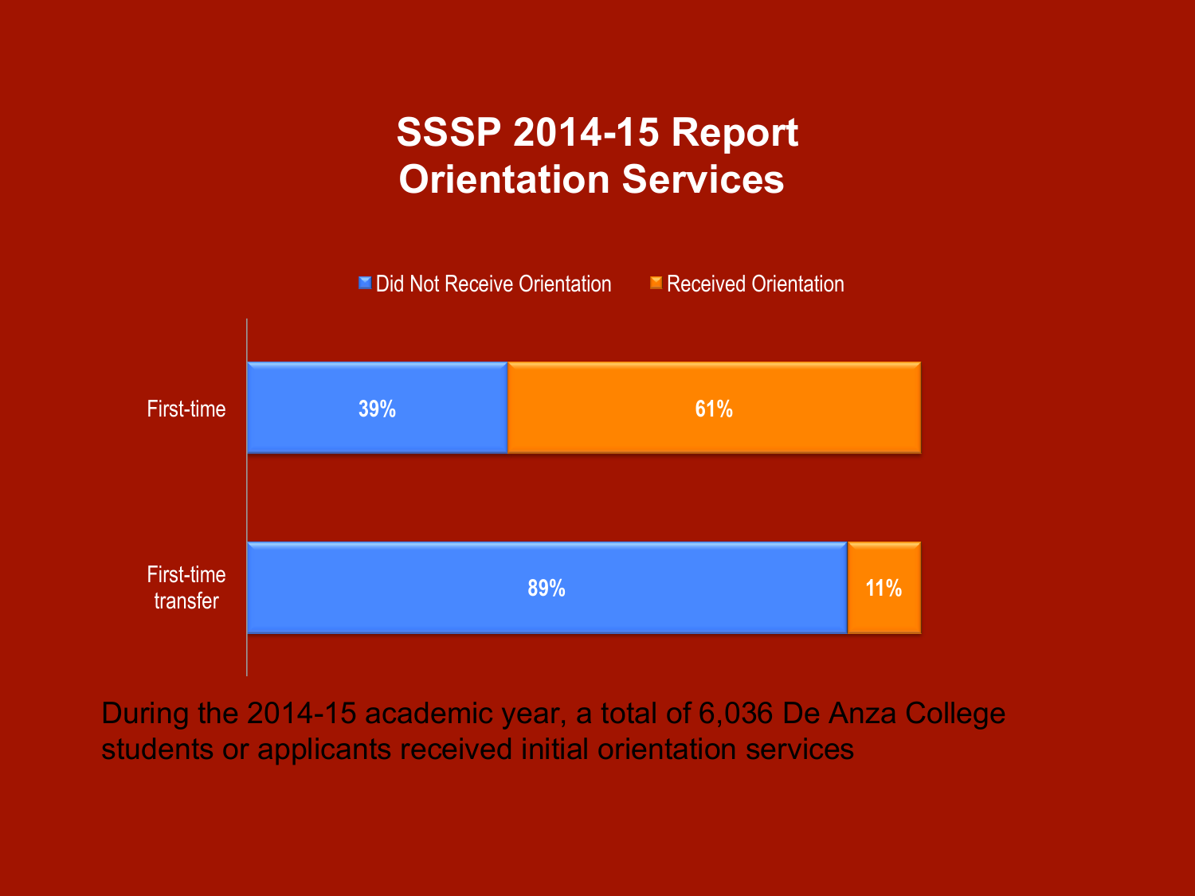# SSSP 2014-15 Report
# Orientation Services

| | Did Not Receive Orientation | Received Orientation |
|---|---|---|
| First-time | 39% | 61% |
| First-time transfer | 89% | 11% |

During the 2014-15 academic year, a total of 6,036 De Anza College students or applicants received initial orientation services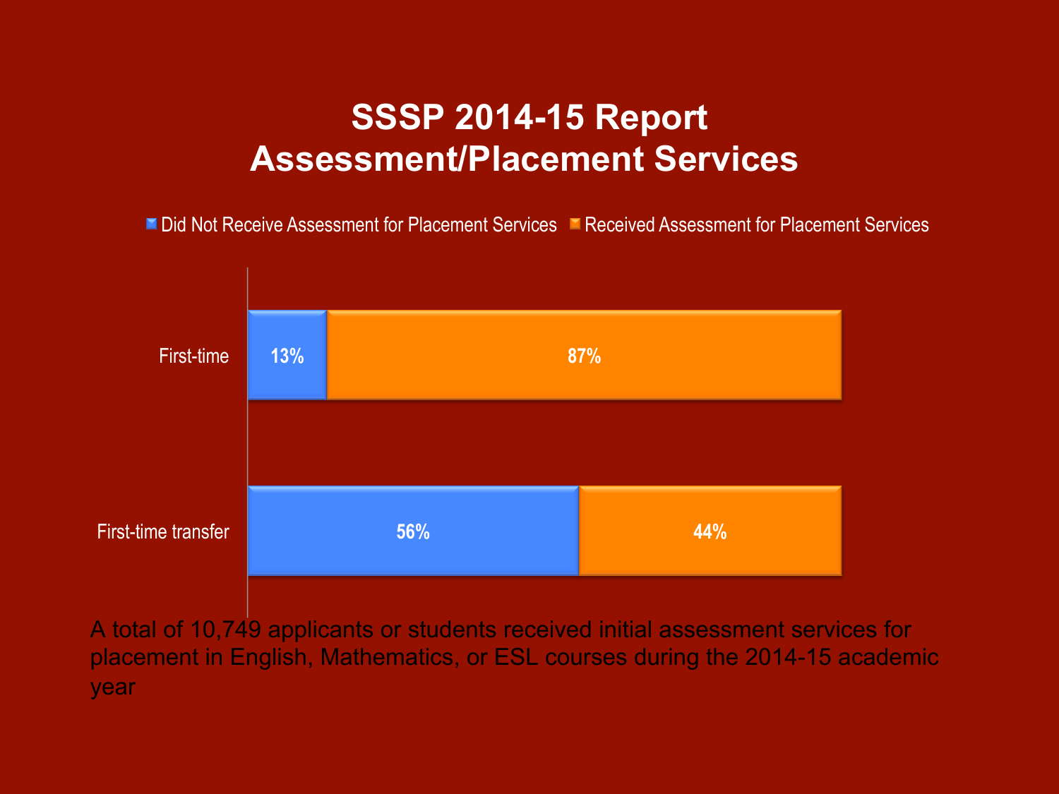# SSSP 2014-15 Report
# Assessment/Placement Services

| | Did Not Receive Assessment for Placement Services | Received Assessment for Placement Services |
|---|---|---|
| First-time | 13% | 87% |
| First-time transfer | 56% | 44% |

A total of 10,749 applicants or students received initial assessment services for placement in English, Mathematics, or ESL courses during the 2014-15 academic year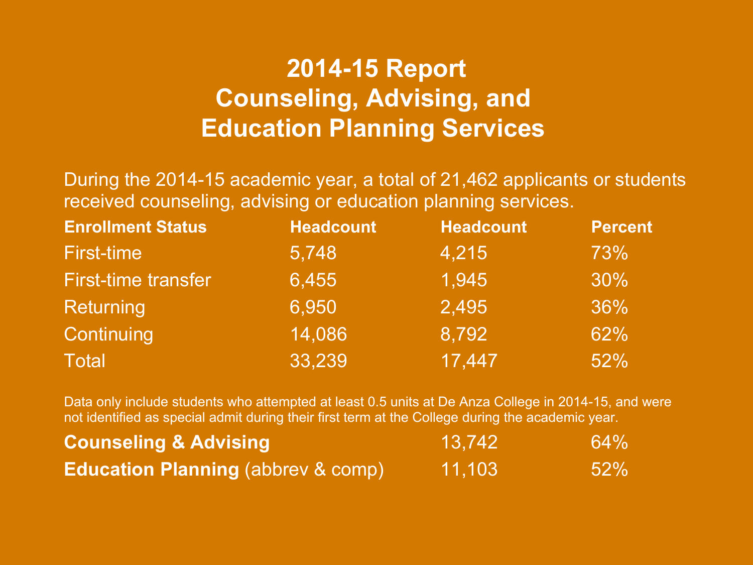# 2014-15 Report
# Counseling, Advising, and Education Planning Services

During the 2014-15 academic year, a total of 21,462 applicants or students received counseling, advising or education planning services.

| Enrollment Status | Headcount | Headcount | Percent |
|---|---|---|---|
| First-time | 5,748 | 4,215 | 73% |
| First-time transfer | 6,455 | 1,945 | 30% |
| Returning | 6,950 | 2,495 | 36% |
| Continuing | 14,086 | 8,792 | 62% |
| Total | 33,239 | 17,447 | 52% |

Data only include students who attempted at least 0.5 units at De Anza College in 2014-15, and were not identified as special admit during their first term at the College during the academic year.

| | | |
|---|---|---|
| **Counseling & Advising** | 13,742 | 64% |
| **Education Planning** (abbrev & comp) | 11,103 | 52% |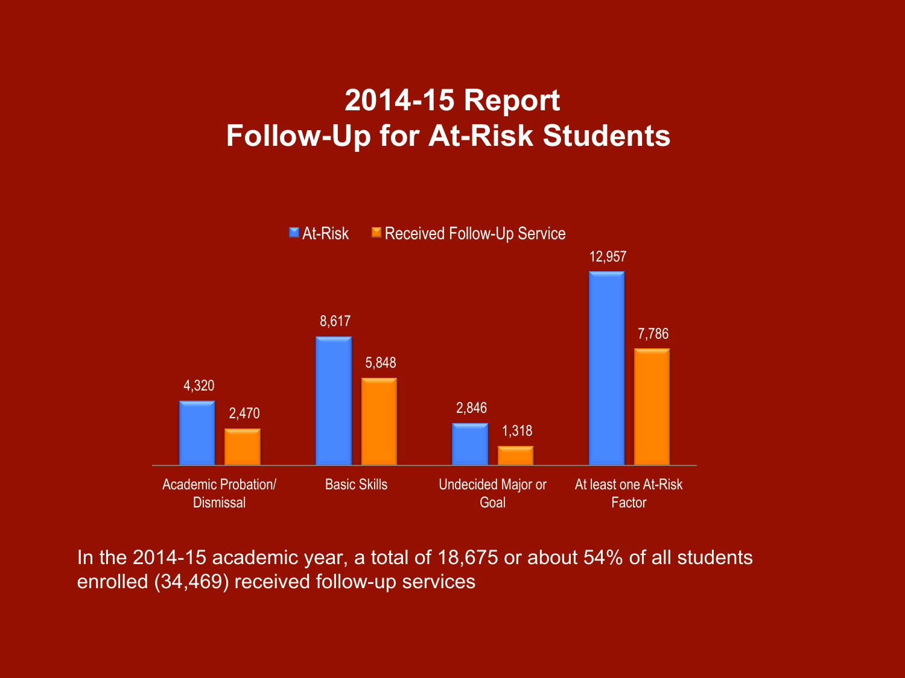# 2014-15 Report
# Follow-Up for At-Risk Students

| | At-Risk | Received Follow-Up Service |
|---|---|---|
| Academic Probation/ Dismissal | 4,320 | 2,470 |
| Basic Skills | 8,617 | 5,848 |
| Undecided Major or Goal | 2,846 | 1,318 |
| At least one At-Risk Factor | 12,957 | 7,786 |

In the 2014-15 academic year, a total of 18,675 or about 54% of all students enrolled (34,469) received follow-up services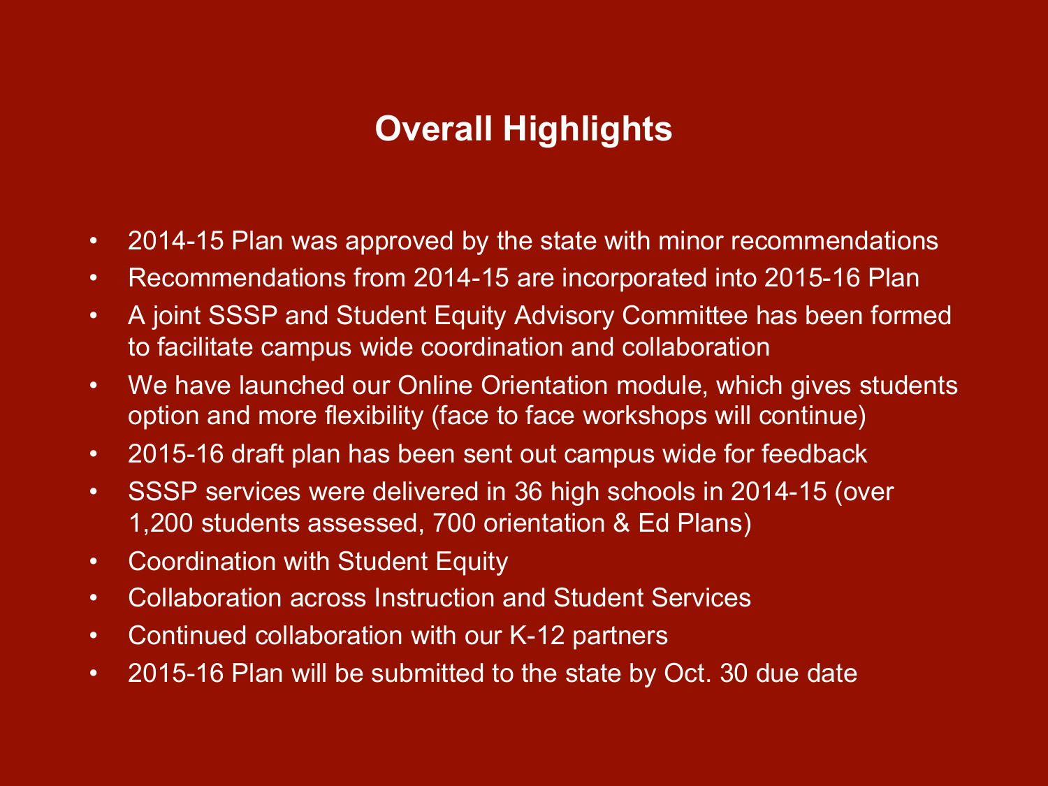# Overall Highlights

- 2014-15 Plan was approved by the state with minor recommendations
- Recommendations from 2014-15 are incorporated into 2015-16 Plan
- A joint SSSP and Student Equity Advisory Committee has been formed to facilitate campus wide coordination and collaboration
- We have launched our Online Orientation module, which gives students option and more flexibility (face to face workshops will continue)
- 2015-16 draft plan has been sent out campus wide for feedback
- SSSP services were delivered in 36 high schools in 2014-15 (over 1,200 students assessed, 700 orientation & Ed Plans)
- Coordination with Student Equity
- Collaboration across Instruction and Student Services
- Continued collaboration with our K-12 partners
- 2015-16 Plan will be submitted to the state by Oct. 30 due date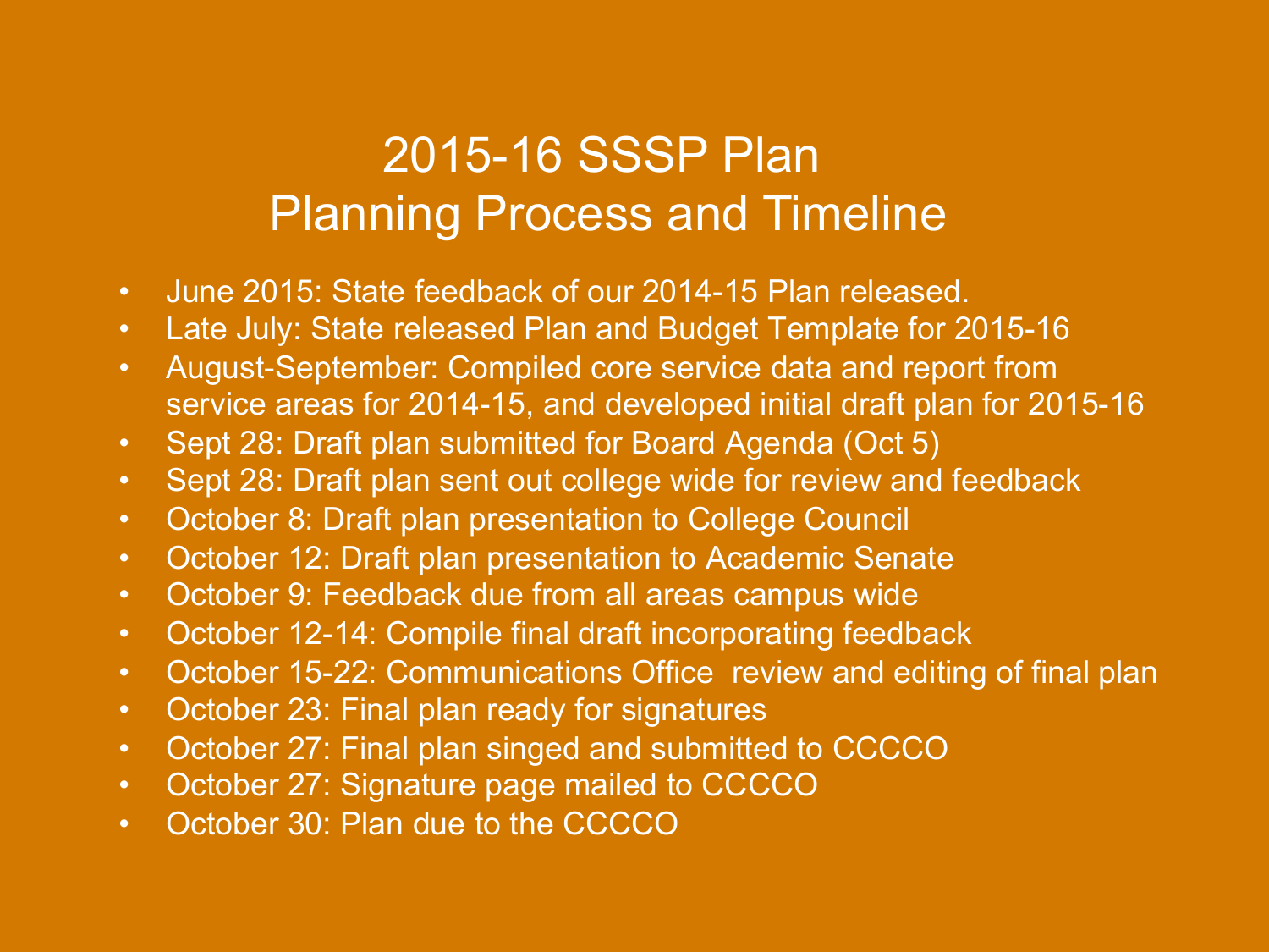# 2015-16 SSSP Plan
# Planning Process and Timeline

- June 2015: State feedback of our 2014-15 Plan released.
- Late July: State released Plan and Budget Template for 2015-16
- August-September: Compiled core service data and report from service areas for 2014-15, and developed initial draft plan for 2015-16
- Sept 28: Draft plan submitted for Board Agenda (Oct 5)
- Sept 28: Draft plan sent out college wide for review and feedback
- October 8: Draft plan presentation to College Council
- October 12: Draft plan presentation to Academic Senate
- October 9: Feedback due from all areas campus wide
- October 12-14: Compile final draft incorporating feedback
- October 15-22: Communications Office review and editing of final plan
- October 23: Final plan ready for signatures
- October 27: Final plan singed and submitted to CCCCO
- October 27: Signature page mailed to CCCCO
- October 30: Plan due to the CCCCO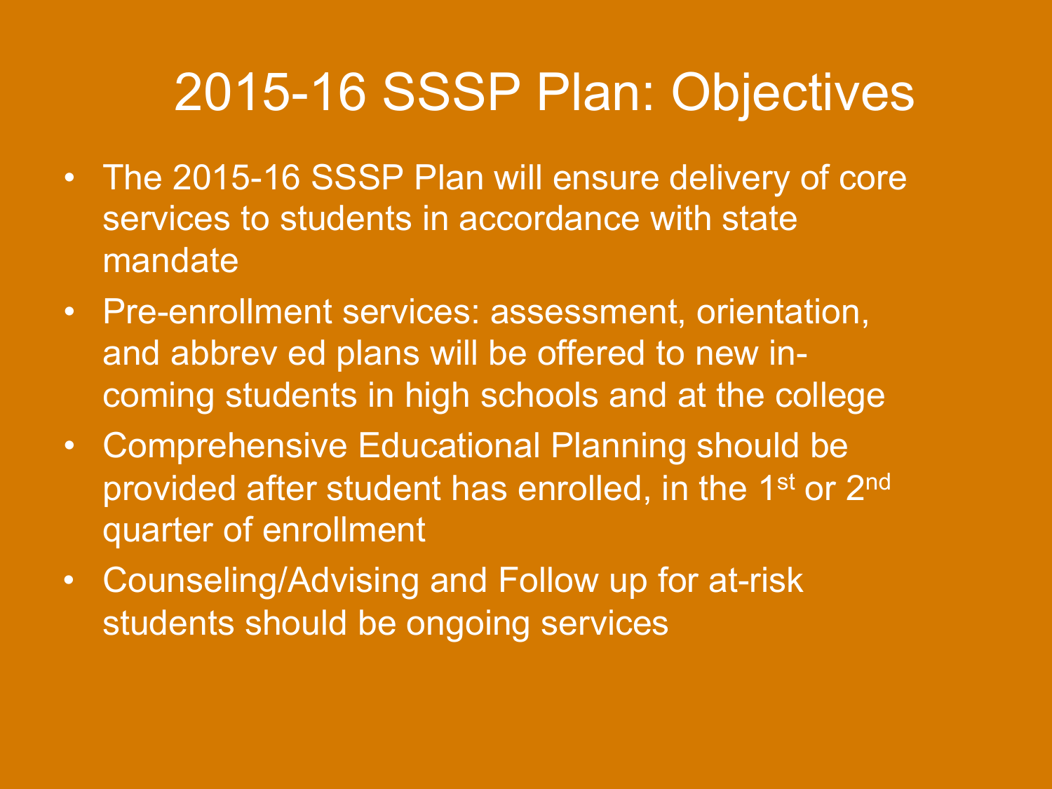# 2015-16 SSSP Plan: Objectives

- The 2015-16 SSSP Plan will ensure delivery of core services to students in accordance with state mandate
- Pre-enrollment services: assessment, orientation, and abbrev ed plans will be offered to new in-coming students in high schools and at the college
- Comprehensive Educational Planning should be provided after student has enrolled, in the 1st or 2nd quarter of enrollment
- Counseling/Advising and Follow up for at-risk students should be ongoing services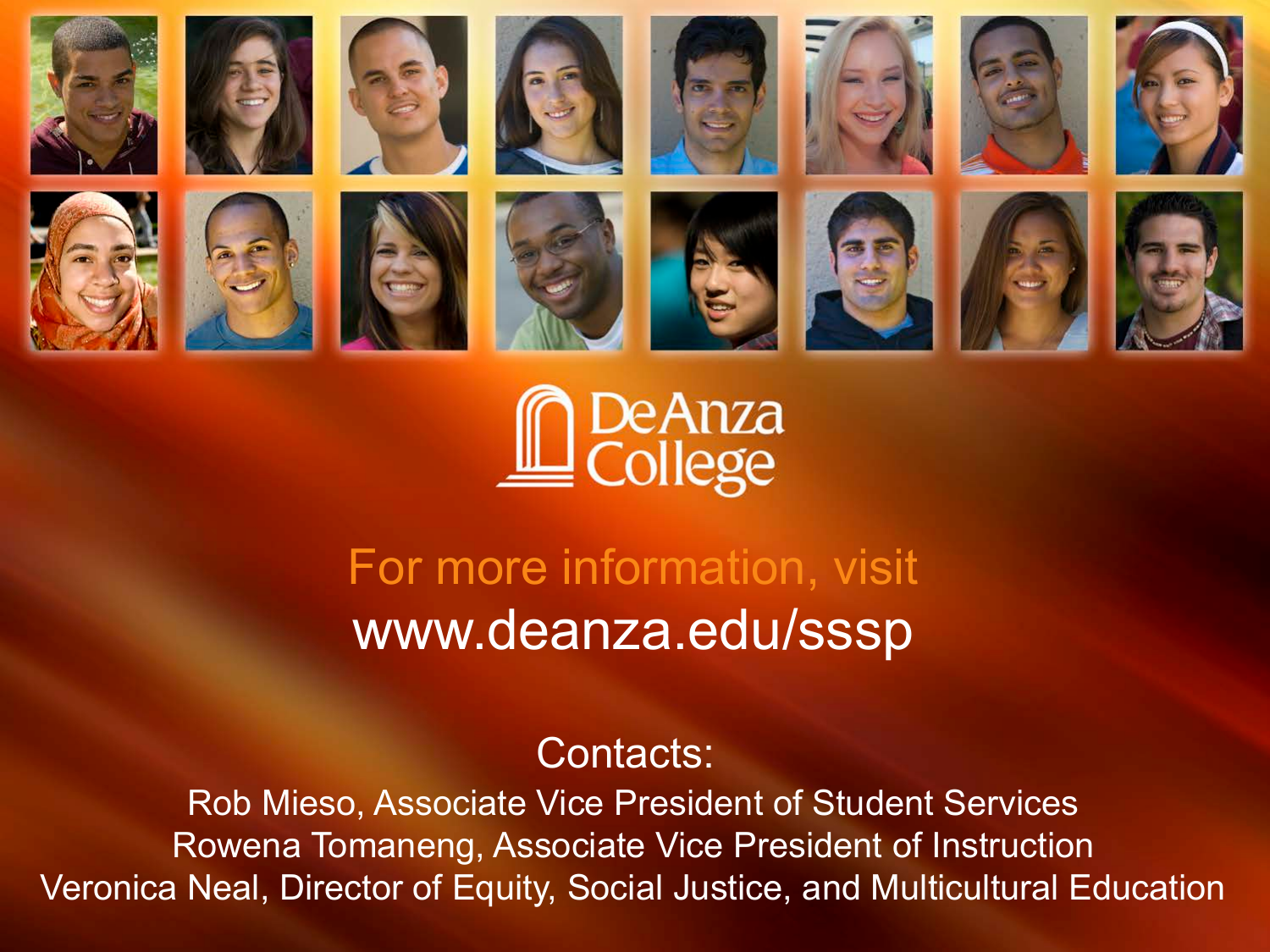De Anza College

For more information, visit
www.deanza.edu/sssp

Contacts:

Rob Mieso, Associate Vice President of Student Services
Rowena Tomaneng, Associate Vice President of Instruction
Veronica Neal, Director of Equity, Social Justice, and Multicultural Education